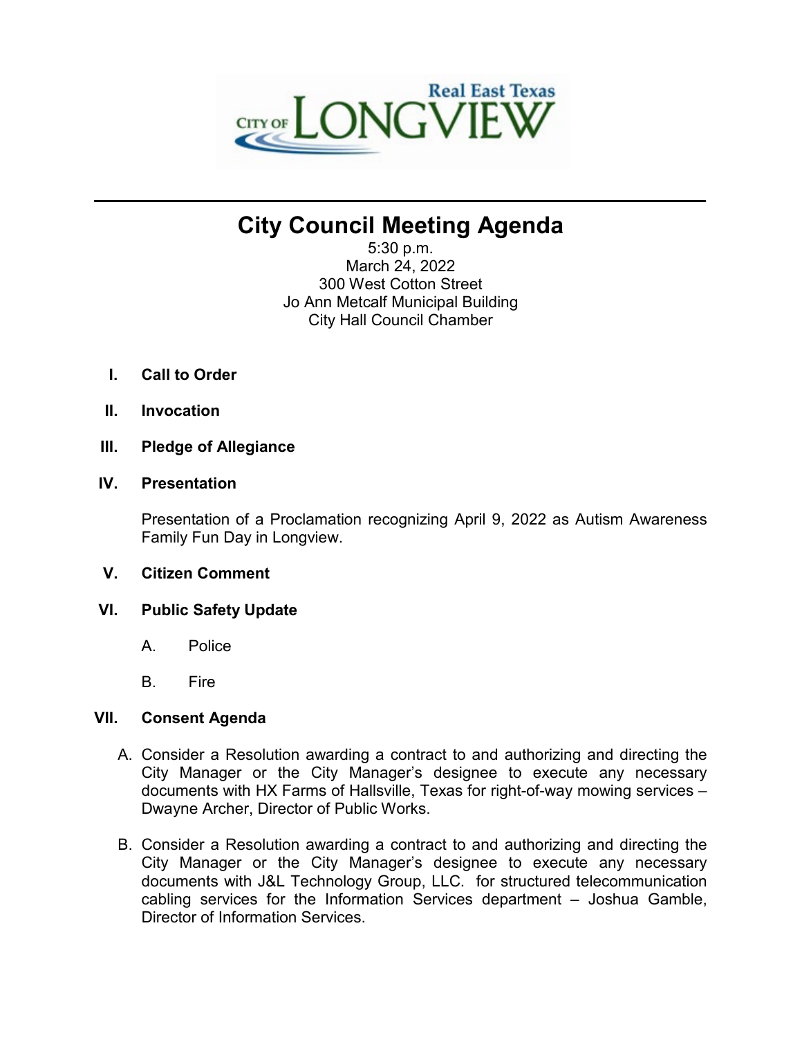City of LONGVIEW — Real East Texas

# City Council Meeting Agenda

5:30 p.m.
March 24, 2022
300 West Cotton Street
Jo Ann Metcalf Municipal Building
City Hall Council Chamber

**I. Call to Order**

**II. Invocation**

**III. Pledge of Allegiance**

**IV. Presentation**

Presentation of a Proclamation recognizing April 9, 2022 as Autism Awareness Family Fun Day in Longview.

**V. Citizen Comment**

**VI. Public Safety Update**

A. Police

B. Fire

**VII. Consent Agenda**

A. Consider a Resolution awarding a contract to and authorizing and directing the City Manager or the City Manager's designee to execute any necessary documents with HX Farms of Hallsville, Texas for right-of-way mowing services – Dwayne Archer, Director of Public Works.

B. Consider a Resolution awarding a contract to and authorizing and directing the City Manager or the City Manager's designee to execute any necessary documents with J&L Technology Group, LLC. for structured telecommunication cabling services for the Information Services department – Joshua Gamble, Director of Information Services.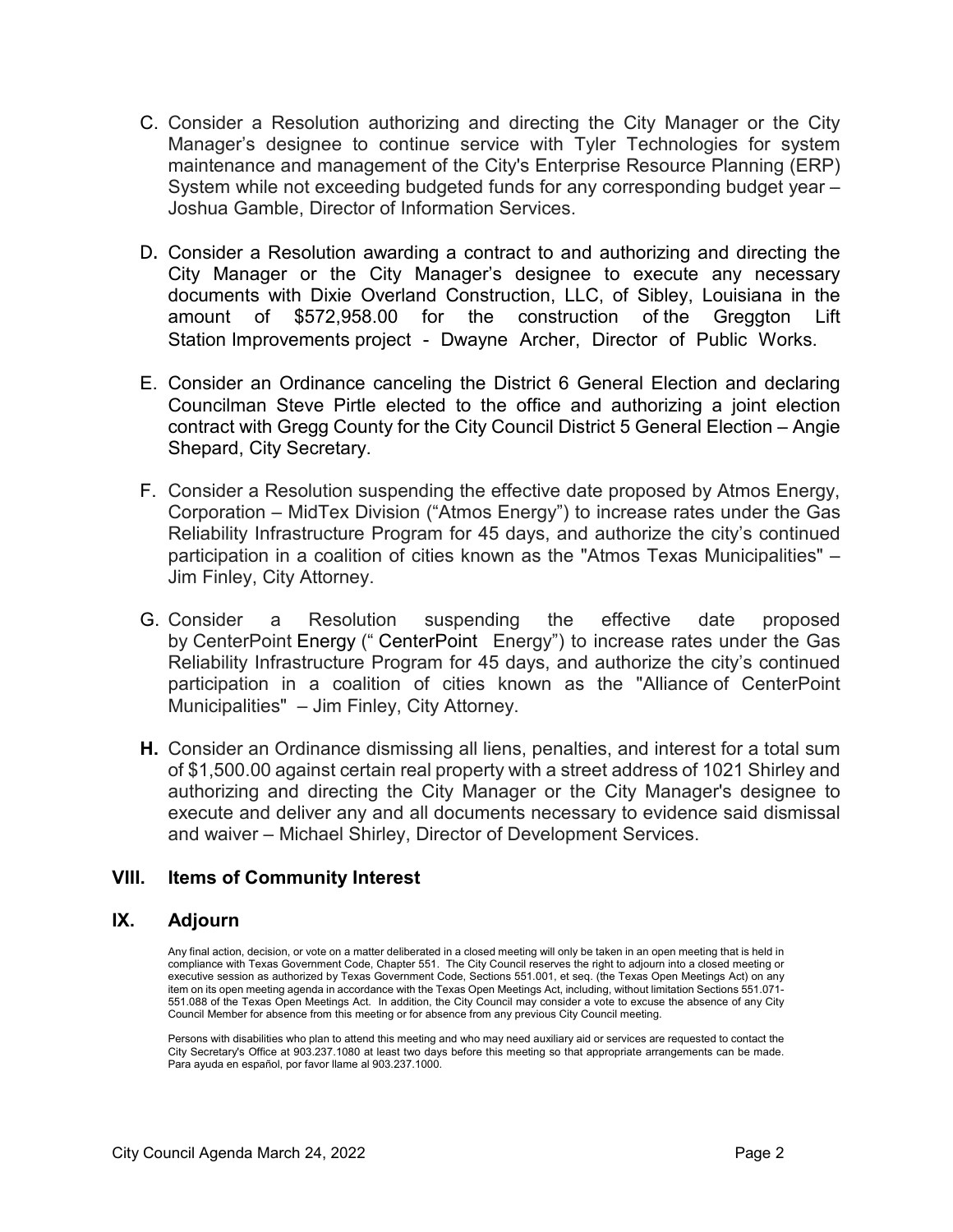C. Consider a Resolution authorizing and directing the City Manager or the City Manager's designee to continue service with Tyler Technologies for system maintenance and management of the City's Enterprise Resource Planning (ERP) System while not exceeding budgeted funds for any corresponding budget year – Joshua Gamble, Director of Information Services.

D. Consider a Resolution awarding a contract to and authorizing and directing the City Manager or the City Manager's designee to execute any necessary documents with Dixie Overland Construction, LLC, of Sibley, Louisiana in the amount of $572,958.00 for the construction of the Greggton Lift Station Improvements project - Dwayne Archer, Director of Public Works.

E. Consider an Ordinance canceling the District 6 General Election and declaring Councilman Steve Pirtle elected to the office and authorizing a joint election contract with Gregg County for the City Council District 5 General Election – Angie Shepard, City Secretary.

F. Consider a Resolution suspending the effective date proposed by Atmos Energy, Corporation – MidTex Division ("Atmos Energy") to increase rates under the Gas Reliability Infrastructure Program for 45 days, and authorize the city's continued participation in a coalition of cities known as the "Atmos Texas Municipalities" – Jim Finley, City Attorney.

G. Consider a Resolution suspending the effective date proposed by CenterPoint Energy (" CenterPoint Energy") to increase rates under the Gas Reliability Infrastructure Program for 45 days, and authorize the city's continued participation in a coalition of cities known as the "Alliance of CenterPoint Municipalities" – Jim Finley, City Attorney.

**H.** Consider an Ordinance dismissing all liens, penalties, and interest for a total sum of $1,500.00 against certain real property with a street address of 1021 Shirley and authorizing and directing the City Manager or the City Manager's designee to execute and deliver any and all documents necessary to evidence said dismissal and waiver – Michael Shirley, Director of Development Services.

## VIII. Items of Community Interest

## IX. Adjourn

Any final action, decision, or vote on a matter deliberated in a closed meeting will only be taken in an open meeting that is held in compliance with Texas Government Code, Chapter 551. The City Council reserves the right to adjourn into a closed meeting or executive session as authorized by Texas Government Code, Sections 551.001, et seq. (the Texas Open Meetings Act) on any item on its open meeting agenda in accordance with the Texas Open Meetings Act, including, without limitation Sections 551.071-551.088 of the Texas Open Meetings Act. In addition, the City Council may consider a vote to excuse the absence of any City Council Member for absence from this meeting or for absence from any previous City Council meeting.

Persons with disabilities who plan to attend this meeting and who may need auxiliary aid or services are requested to contact the City Secretary's Office at 903.237.1080 at least two days before this meeting so that appropriate arrangements can be made. Para ayuda en español, por favor llame al 903.237.1000.